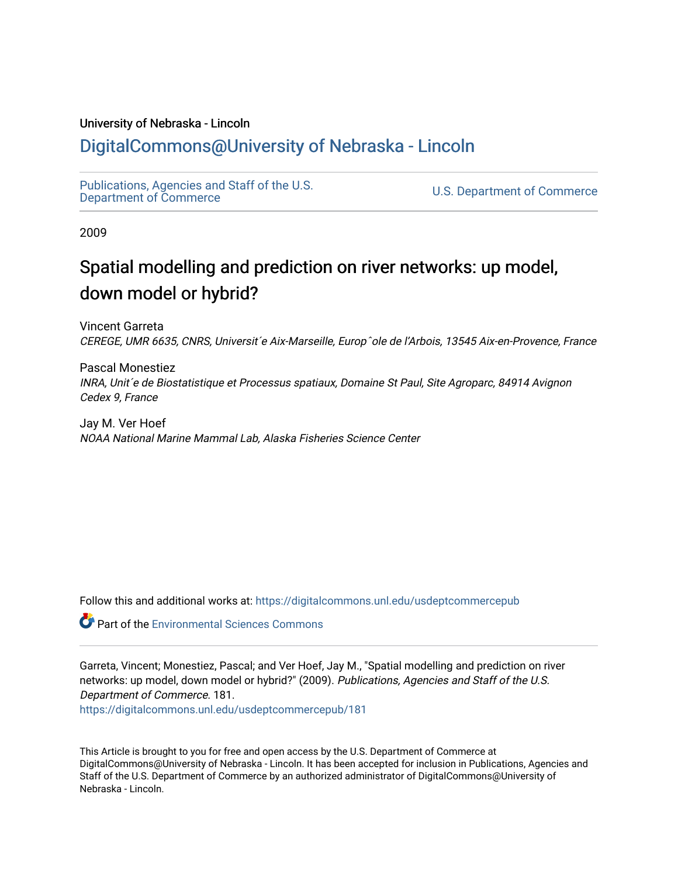University of Nebraska - Lincoln

# DigitalCommons@University of Nebraska - Lincoln

Publications, Agencies and Staff of the U.S. Department of Commerce

U.S. Department of Commerce

2009

# Spatial modelling and prediction on river networks: up model, down model or hybrid?

Vincent Garreta

*CEREGE, UMR 6635, CNRS, Universit´e Aix-Marseille, Europˆole de l'Arbois, 13545 Aix-en-Provence, France*

Pascal Monestiez

*INRA, Unit´e de Biostatistique et Processus spatiaux, Domaine St Paul, Site Agroparc, 84914 Avignon Cedex 9, France*

Jay M. Ver Hoef

*NOAA National Marine Mammal Lab, Alaska Fisheries Science Center*

Follow this and additional works at: https://digitalcommons.unl.edu/usdeptcommercepub

Part of the Environmental Sciences Commons

Garreta, Vincent; Monestiez, Pascal; and Ver Hoef, Jay M., "Spatial modelling and prediction on river networks: up model, down model or hybrid?" (2009). *Publications, Agencies and Staff of the U.S. Department of Commerce*. 181.
https://digitalcommons.unl.edu/usdeptcommercepub/181

This Article is brought to you for free and open access by the U.S. Department of Commerce at DigitalCommons@University of Nebraska - Lincoln. It has been accepted for inclusion in Publications, Agencies and Staff of the U.S. Department of Commerce by an authorized administrator of DigitalCommons@University of Nebraska - Lincoln.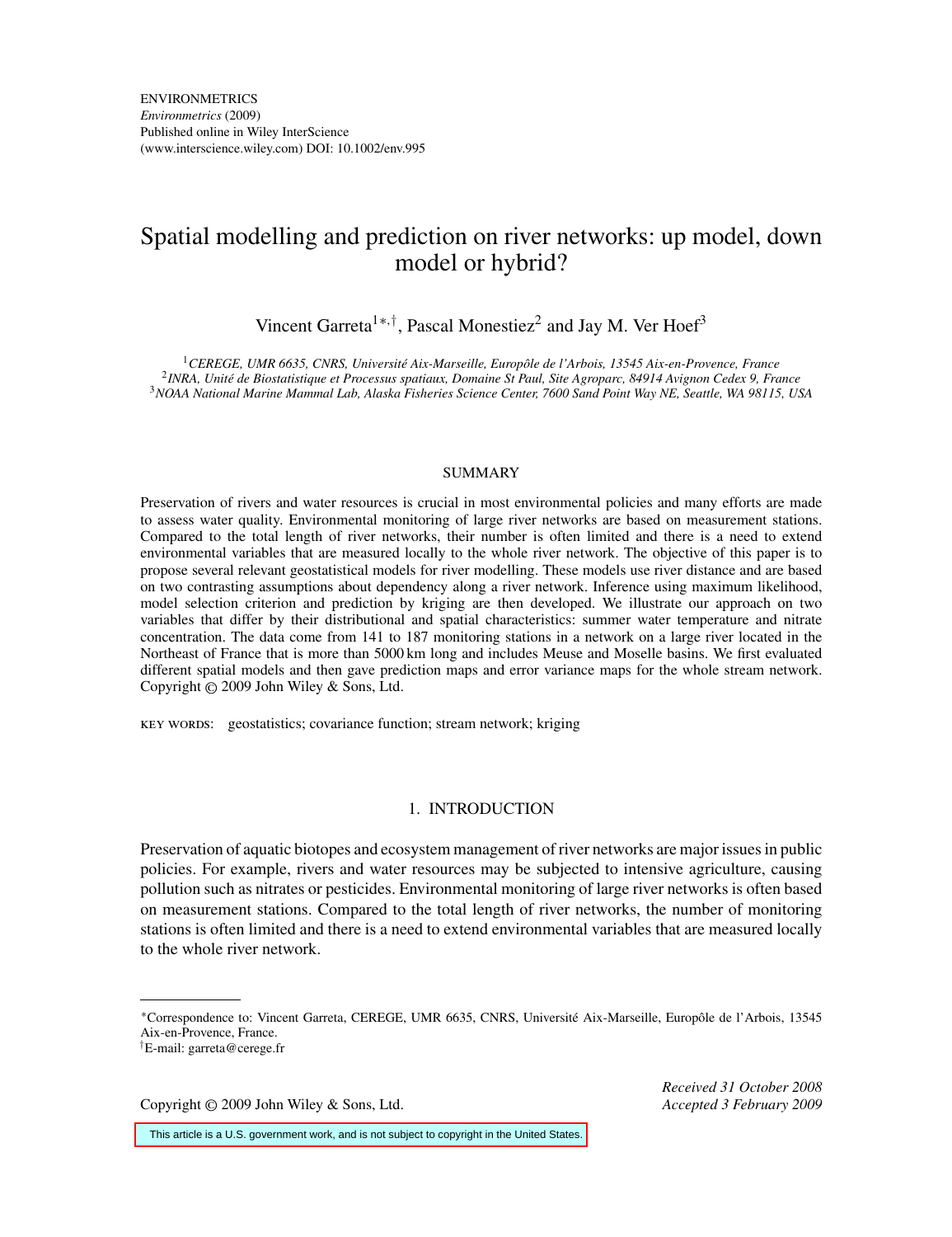# Spatial modelling and prediction on river networks: up model, down model or hybrid?

Vincent Garreta[1*,†], Pascal Monestiez[2] and Jay M. Ver Hoef[3]

[1] *CEREGE, UMR 6635, CNRS, Université Aix-Marseille, Europôle de l'Arbois, 13545 Aix-en-Provence, France*
[2] *INRA, Unité de Biostatistique et Processus spatiaux, Domaine St Paul, Site Agroparc, 84914 Avignon Cedex 9, France*
[3] *NOAA National Marine Mammal Lab, Alaska Fisheries Science Center, 7600 Sand Point Way NE, Seattle, WA 98115, USA*

## SUMMARY

Preservation of rivers and water resources is crucial in most environmental policies and many efforts are made to assess water quality. Environmental monitoring of large river networks are based on measurement stations. Compared to the total length of river networks, their number is often limited and there is a need to extend environmental variables that are measured locally to the whole river network. The objective of this paper is to propose several relevant geostatistical models for river modelling. These models use river distance and are based on two contrasting assumptions about dependency along a river network. Inference using maximum likelihood, model selection criterion and prediction by kriging are then developed. We illustrate our approach on two variables that differ by their distributional and spatial characteristics: summer water temperature and nitrate concentration. The data come from 141 to 187 monitoring stations in a network on a large river located in the Northeast of France that is more than 5000 km long and includes Meuse and Moselle basins. We first evaluated different spatial models and then gave prediction maps and error variance maps for the whole stream network. Copyright © 2009 John Wiley & Sons, Ltd.

KEY WORDS: geostatistics; covariance function; stream network; kriging

## 1. INTRODUCTION

Preservation of aquatic biotopes and ecosystem management of river networks are major issues in public policies. For example, rivers and water resources may be subjected to intensive agriculture, causing pollution such as nitrates or pesticides. Environmental monitoring of large river networks is often based on measurement stations. Compared to the total length of river networks, the number of monitoring stations is often limited and there is a need to extend environmental variables that are measured locally to the whole river network.

---

*Correspondence to: Vincent Garreta, CEREGE, UMR 6635, CNRS, Université Aix-Marseille, Europôle de l'Arbois, 13545 Aix-en-Provence, France.
†E-mail: garreta@cerege.fr

Received 31 October 2008
Accepted 3 February 2009

This article is a U.S. government work, and is not subject to copyright in the United States.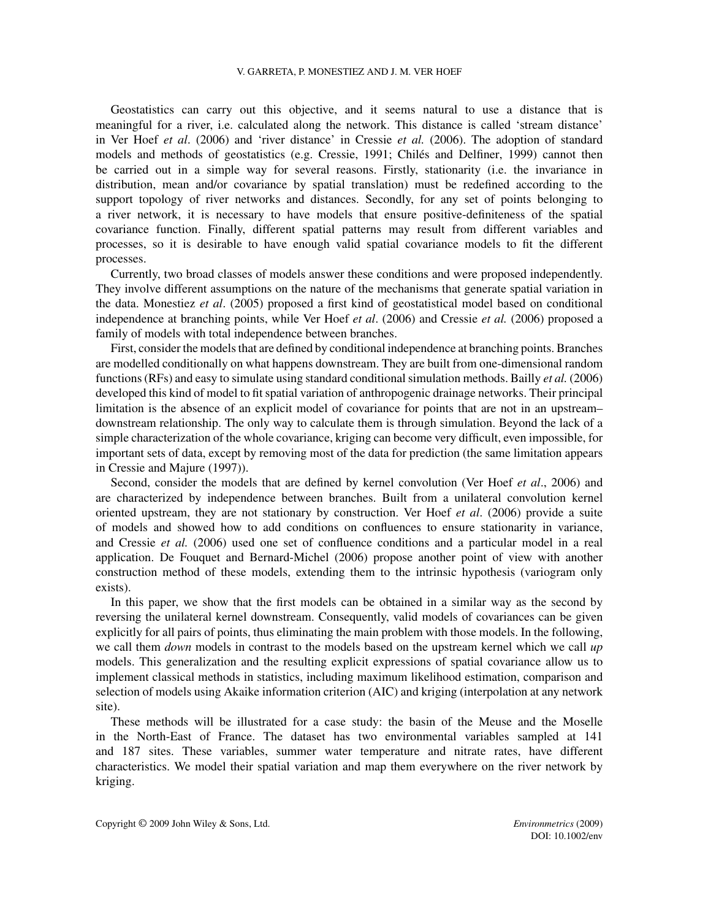Geostatistics can carry out this objective, and it seems natural to use a distance that is meaningful for a river, i.e. calculated along the network. This distance is called 'stream distance' in Ver Hoef *et al*. (2006) and 'river distance' in Cressie *et al.* (2006). The adoption of standard models and methods of geostatistics (e.g. Cressie, 1991; Chilés and Delfiner, 1999) cannot then be carried out in a simple way for several reasons. Firstly, stationarity (i.e. the invariance in distribution, mean and/or covariance by spatial translation) must be redefined according to the support topology of river networks and distances. Secondly, for any set of points belonging to a river network, it is necessary to have models that ensure positive-definiteness of the spatial covariance function. Finally, different spatial patterns may result from different variables and processes, so it is desirable to have enough valid spatial covariance models to fit the different processes.

Currently, two broad classes of models answer these conditions and were proposed independently. They involve different assumptions on the nature of the mechanisms that generate spatial variation in the data. Monestiez *et al*. (2005) proposed a first kind of geostatistical model based on conditional independence at branching points, while Ver Hoef *et al*. (2006) and Cressie *et al.* (2006) proposed a family of models with total independence between branches.

First, consider the models that are defined by conditional independence at branching points. Branches are modelled conditionally on what happens downstream. They are built from one-dimensional random functions (RFs) and easy to simulate using standard conditional simulation methods. Bailly *et al.* (2006) developed this kind of model to fit spatial variation of anthropogenic drainage networks. Their principal limitation is the absence of an explicit model of covariance for points that are not in an upstream–downstream relationship. The only way to calculate them is through simulation. Beyond the lack of a simple characterization of the whole covariance, kriging can become very difficult, even impossible, for important sets of data, except by removing most of the data for prediction (the same limitation appears in Cressie and Majure (1997)).

Second, consider the models that are defined by kernel convolution (Ver Hoef *et al*., 2006) and are characterized by independence between branches. Built from a unilateral convolution kernel oriented upstream, they are not stationary by construction. Ver Hoef *et al*. (2006) provide a suite of models and showed how to add conditions on confluences to ensure stationarity in variance, and Cressie *et al.* (2006) used one set of confluence conditions and a particular model in a real application. De Fouquet and Bernard-Michel (2006) propose another point of view with another construction method of these models, extending them to the intrinsic hypothesis (variogram only exists).

In this paper, we show that the first models can be obtained in a similar way as the second by reversing the unilateral kernel downstream. Consequently, valid models of covariances can be given explicitly for all pairs of points, thus eliminating the main problem with those models. In the following, we call them *down* models in contrast to the models based on the upstream kernel which we call *up* models. This generalization and the resulting explicit expressions of spatial covariance allow us to implement classical methods in statistics, including maximum likelihood estimation, comparison and selection of models using Akaike information criterion (AIC) and kriging (interpolation at any network site).

These methods will be illustrated for a case study: the basin of the Meuse and the Moselle in the North-East of France. The dataset has two environmental variables sampled at 141 and 187 sites. These variables, summer water temperature and nitrate rates, have different characteristics. We model their spatial variation and map them everywhere on the river network by kriging.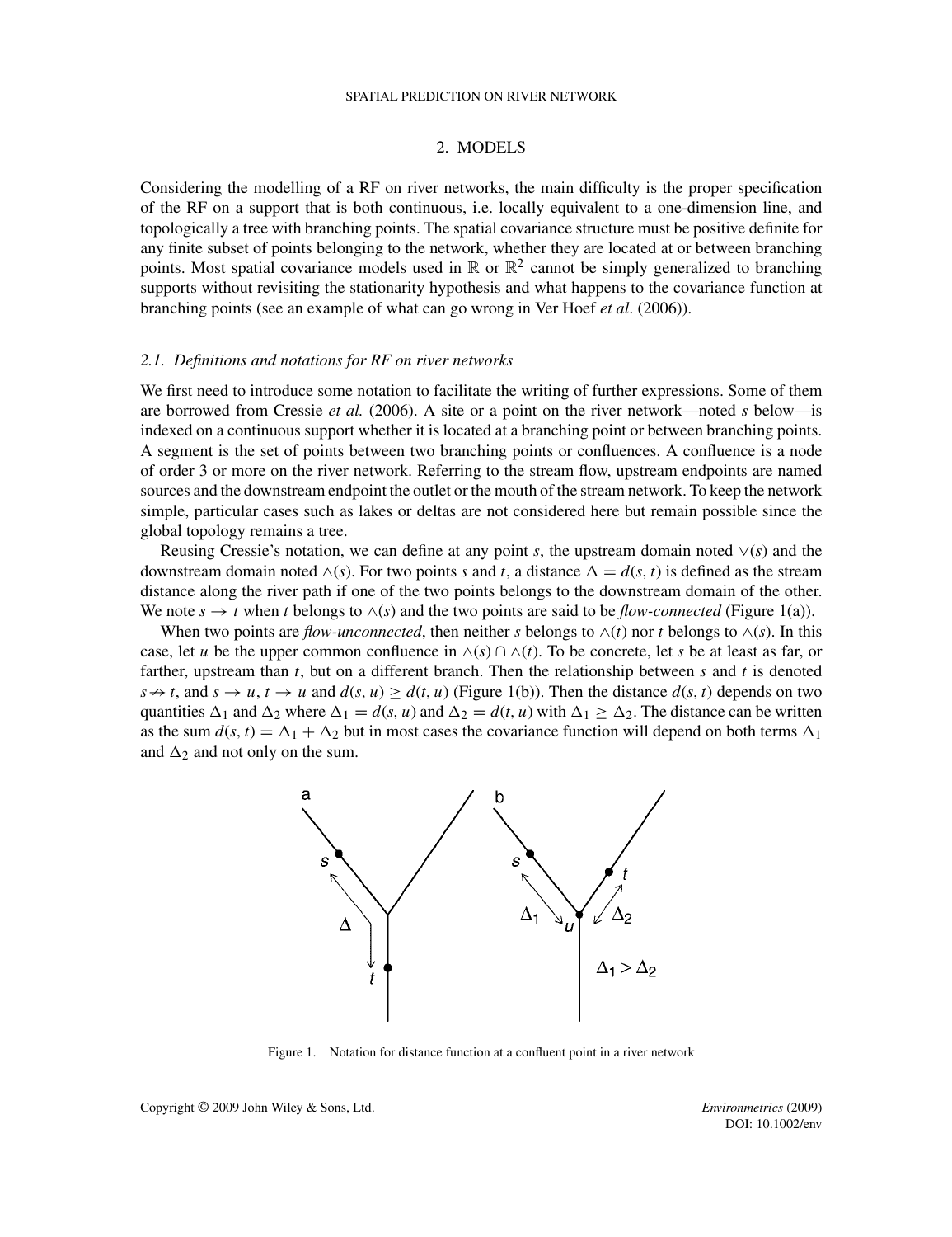## 2. MODELS

Considering the modelling of a RF on river networks, the main difficulty is the proper specification of the RF on a support that is both continuous, i.e. locally equivalent to a one-dimension line, and topologically a tree with branching points. The spatial covariance structure must be positive definite for any finite subset of points belonging to the network, whether they are located at or between branching points. Most spatial covariance models used in $\mathbb{R}$ or $\mathbb{R}^2$ cannot be simply generalized to branching supports without revisiting the stationarity hypothesis and what happens to the covariance function at branching points (see an example of what can go wrong in Ver Hoef *et al*. (2006)).

### 2.1. Definitions and notations for RF on river networks

We first need to introduce some notation to facilitate the writing of further expressions. Some of them are borrowed from Cressie *et al.* (2006). A site or a point on the river network—noted *s* below—is indexed on a continuous support whether it is located at a branching point or between branching points. A segment is the set of points between two branching points or confluences. A confluence is a node of order 3 or more on the river network. Referring to the stream flow, upstream endpoints are named sources and the downstream endpoint the outlet or the mouth of the stream network. To keep the network simple, particular cases such as lakes or deltas are not considered here but remain possible since the global topology remains a tree.

Reusing Cressie's notation, we can define at any point *s*, the upstream domain noted $\vee(s)$ and the downstream domain noted $\wedge(s)$. For two points *s* and *t*, a distance $\Delta = d(s, t)$ is defined as the stream distance along the river path if one of the two points belongs to the downstream domain of the other. We note $s \rightarrow t$ when *t* belongs to $\wedge(s)$ and the two points are said to be *flow-connected* (Figure 1(a)).

When two points are *flow-unconnected*, then neither *s* belongs to $\wedge(t)$ nor *t* belongs to $\wedge(s)$. In this case, let *u* be the upper common confluence in $\wedge(s) \cap \wedge(t)$. To be concrete, let *s* be at least as far, or farther, upstream than *t*, but on a different branch. Then the relationship between *s* and *t* is denoted $s \nrightarrow t$, and $s \rightarrow u$, $t \rightarrow u$ and $d(s, u) \geq d(t, u)$ (Figure 1(b)). Then the distance $d(s, t)$ depends on two quantities $\Delta_1$ and $\Delta_2$ where $\Delta_1 = d(s, u)$ and $\Delta_2 = d(t, u)$ with $\Delta_1 \geq \Delta_2$. The distance can be written as the sum $d(s, t) = \Delta_1 + \Delta_2$ but in most cases the covariance function will depend on both terms $\Delta_1$ and $\Delta_2$ and not only on the sum.

Figure 1. Notation for distance function at a confluent point in a river network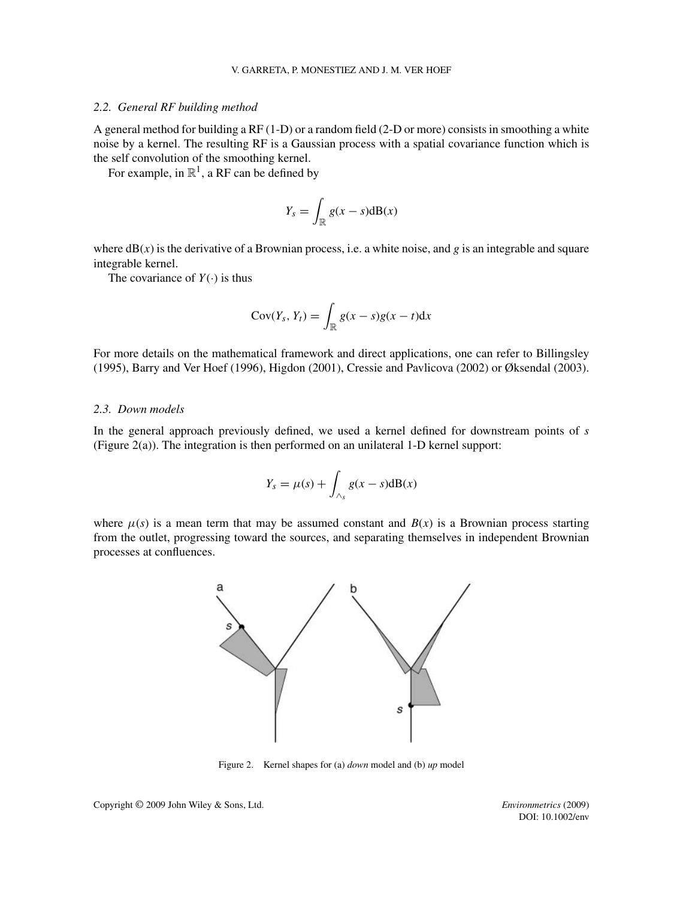### 2.2. General RF building method

A general method for building a RF (1-D) or a random field (2-D or more) consists in smoothing a white noise by a kernel. The resulting RF is a Gaussian process with a spatial covariance function which is the self convolution of the smoothing kernel.

For example, in $\mathbb{R}^1$, a RF can be defined by

$$Y_s = \int_{\mathbb{R}} g(x - s)\mathrm{dB}(x)$$

where $\mathrm{dB}(x)$ is the derivative of a Brownian process, i.e. a white noise, and $g$ is an integrable and square integrable kernel.

The covariance of $Y(\cdot)$ is thus

$$\mathrm{Cov}(Y_s, Y_t) = \int_{\mathbb{R}} g(x - s)g(x - t)\mathrm{d}x$$

For more details on the mathematical framework and direct applications, one can refer to Billingsley (1995), Barry and Ver Hoef (1996), Higdon (2001), Cressie and Pavlicova (2002) or Øksendal (2003).

### 2.3. Down models

In the general approach previously defined, we used a kernel defined for downstream points of $s$ (Figure 2(a)). The integration is then performed on an unilateral 1-D kernel support:

$$Y_s = \mu(s) + \int_{\wedge_s} g(x - s)\mathrm{dB}(x)$$

where $\mu(s)$ is a mean term that may be assumed constant and $B(x)$ is a Brownian process starting from the outlet, progressing toward the sources, and separating themselves in independent Brownian processes at confluences.

Figure 2. Kernel shapes for (a) *down* model and (b) *up* model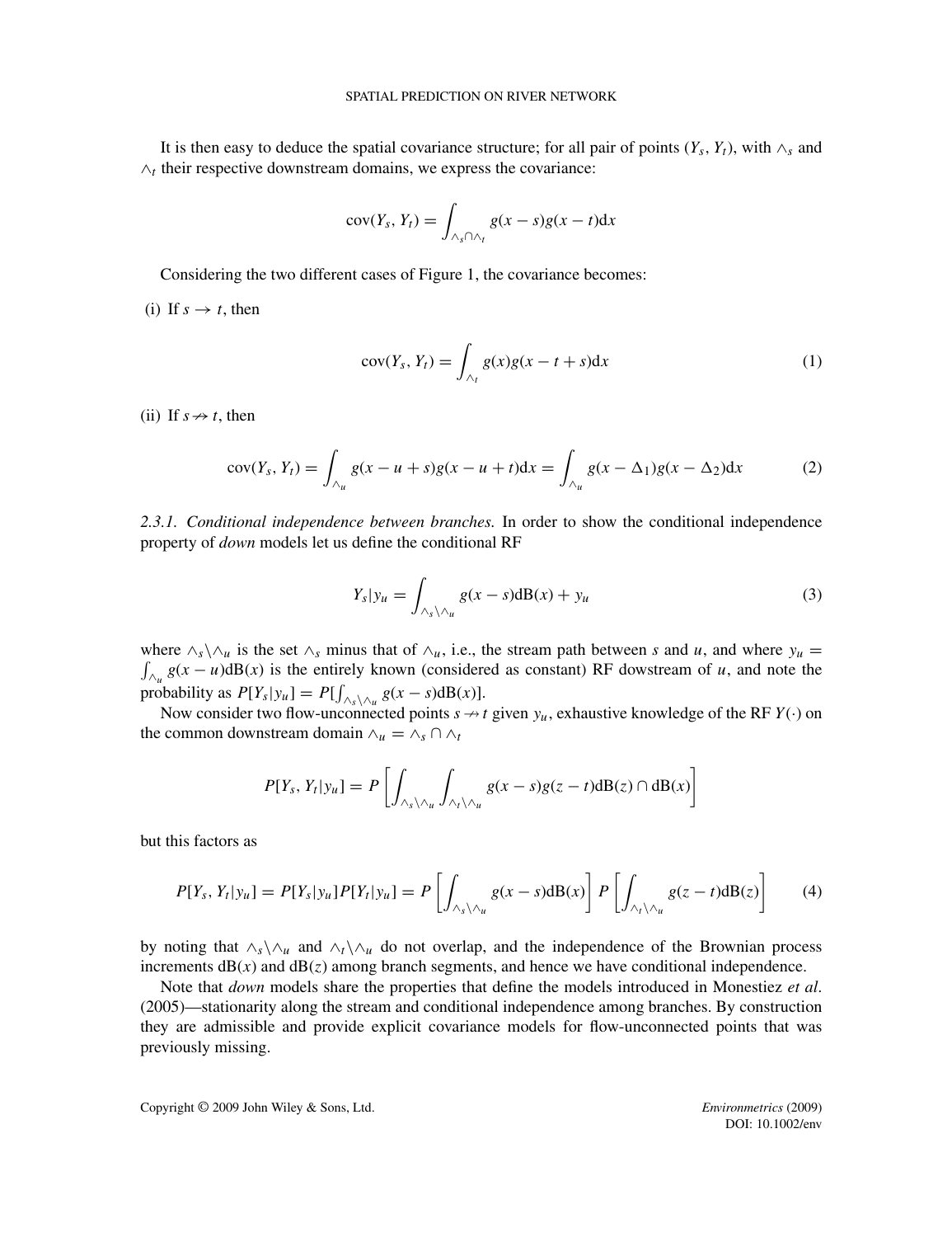It is then easy to deduce the spatial covariance structure; for all pair of points $(Y_s, Y_t)$, with $\wedge_s$ and $\wedge_t$ their respective downstream domains, we express the covariance:

$$\mathrm{cov}(Y_s, Y_t) = \int_{\wedge_s \cap \wedge_t} g(x-s)g(x-t)\mathrm{d}x$$

Considering the two different cases of Figure 1, the covariance becomes:

(i) If $s \rightarrow t$, then

$$\mathrm{cov}(Y_s, Y_t) = \int_{\wedge_t} g(x)g(x-t+s)\mathrm{d}x \tag{1}$$

(ii) If $s \nrightarrow t$, then

$$\mathrm{cov}(Y_s, Y_t) = \int_{\wedge_u} g(x-u+s)g(x-u+t)\mathrm{d}x = \int_{\wedge_u} g(x-\Delta_1)g(x-\Delta_2)\mathrm{d}x \tag{2}$$

*2.3.1. Conditional independence between branches.* In order to show the conditional independence property of *down* models let us define the conditional RF

$$Y_s|y_u = \int_{\wedge_s \setminus \wedge_u} g(x-s)\mathrm{dB}(x) + y_u \tag{3}$$

where $\wedge_s \setminus \wedge_u$ is the set $\wedge_s$ minus that of $\wedge_u$, i.e., the stream path between $s$ and $u$, and where $y_u = \int_{\wedge_u} g(x-u)\mathrm{dB}(x)$ is the entirely known (considered as constant) RF dowstream of $u$, and note the probability as $P[Y_s|y_u] = P[\int_{\wedge_s \setminus \wedge_u} g(x-s)\mathrm{dB}(x)]$.

Now consider two flow-unconnected points $s \nrightarrow t$ given $y_u$, exhaustive knowledge of the RF $Y(\cdot)$ on the common downstream domain $\wedge_u = \wedge_s \cap \wedge_t$

$$P[Y_s, Y_t|y_u] = P\left[\int_{\wedge_s \setminus \wedge_u} \int_{\wedge_t \setminus \wedge_u} g(x-s)g(z-t)\mathrm{dB}(z) \cap \mathrm{dB}(x)\right]$$

but this factors as

$$P[Y_s, Y_t|y_u] = P[Y_s|y_u]P[Y_t|y_u] = P\left[\int_{\wedge_s \setminus \wedge_u} g(x-s)\mathrm{dB}(x)\right] P\left[\int_{\wedge_t \setminus \wedge_u} g(z-t)\mathrm{dB}(z)\right] \tag{4}$$

by noting that $\wedge_s \setminus \wedge_u$ and $\wedge_t \setminus \wedge_u$ do not overlap, and the independence of the Brownian process increments $\mathrm{dB}(x)$ and $\mathrm{dB}(z)$ among branch segments, and hence we have conditional independence.

Note that *down* models share the properties that define the models introduced in Monestiez *et al*. (2005)—stationarity along the stream and conditional independence among branches. By construction they are admissible and provide explicit covariance models for flow-unconnected points that was previously missing.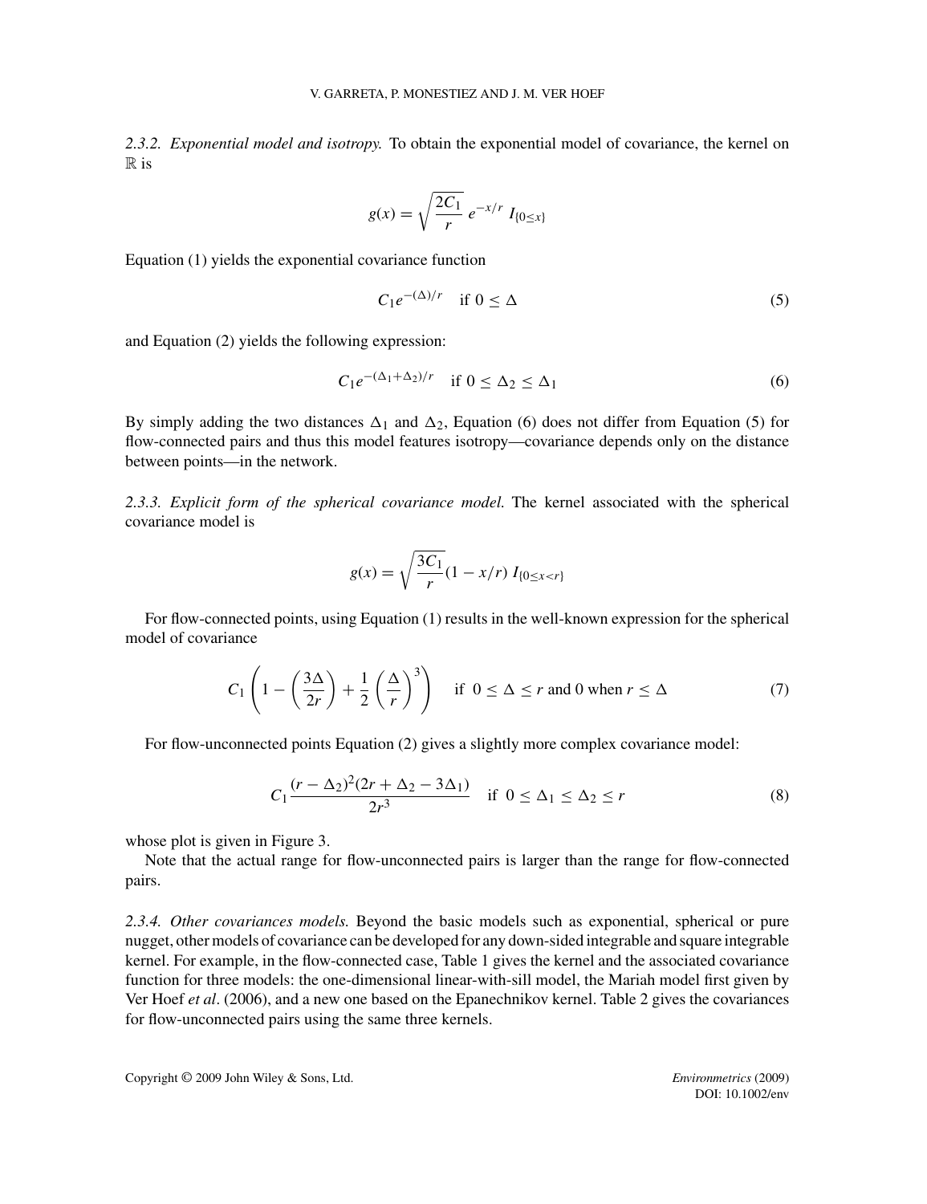*2.3.2. Exponential model and isotropy.* To obtain the exponential model of covariance, the kernel on $\mathbb{R}$ is

$$g(x) = \sqrt{\frac{2C_1}{r}}\ e^{-x/r}\ I_{\{0 \le x\}}$$

Equation (1) yields the exponential covariance function

$$C_1 e^{-(\Delta)/r} \quad \text{if } 0 \le \Delta \tag{5}$$

and Equation (2) yields the following expression:

$$C_1 e^{-(\Delta_1+\Delta_2)/r} \quad \text{if } 0 \le \Delta_2 \le \Delta_1 \tag{6}$$

By simply adding the two distances $\Delta_1$ and $\Delta_2$, Equation (6) does not differ from Equation (5) for flow-connected pairs and thus this model features isotropy—covariance depends only on the distance between points—in the network.

*2.3.3. Explicit form of the spherical covariance model.* The kernel associated with the spherical covariance model is

$$g(x) = \sqrt{\frac{3C_1}{r}}(1 - x/r)\ I_{\{0 \le x < r\}}$$

For flow-connected points, using Equation (1) results in the well-known expression for the spherical model of covariance

$$C_1\left(1 - \left(\frac{3\Delta}{2r}\right) + \frac{1}{2}\left(\frac{\Delta}{r}\right)^3\right) \quad \text{if } 0 \le \Delta \le r \text{ and } 0 \text{ when } r \le \Delta \tag{7}$$

For flow-unconnected points Equation (2) gives a slightly more complex covariance model:

$$C_1 \frac{(r - \Delta_2)^2(2r + \Delta_2 - 3\Delta_1)}{2r^3} \quad \text{if } 0 \le \Delta_1 \le \Delta_2 \le r \tag{8}$$

whose plot is given in Figure 3.

Note that the actual range for flow-unconnected pairs is larger than the range for flow-connected pairs.

*2.3.4. Other covariances models.* Beyond the basic models such as exponential, spherical or pure nugget, other models of covariance can be developed for any down-sided integrable and square integrable kernel. For example, in the flow-connected case, Table 1 gives the kernel and the associated covariance function for three models: the one-dimensional linear-with-sill model, the Mariah model first given by Ver Hoef *et al*. (2006), and a new one based on the Epanechnikov kernel. Table 2 gives the covariances for flow-unconnected pairs using the same three kernels.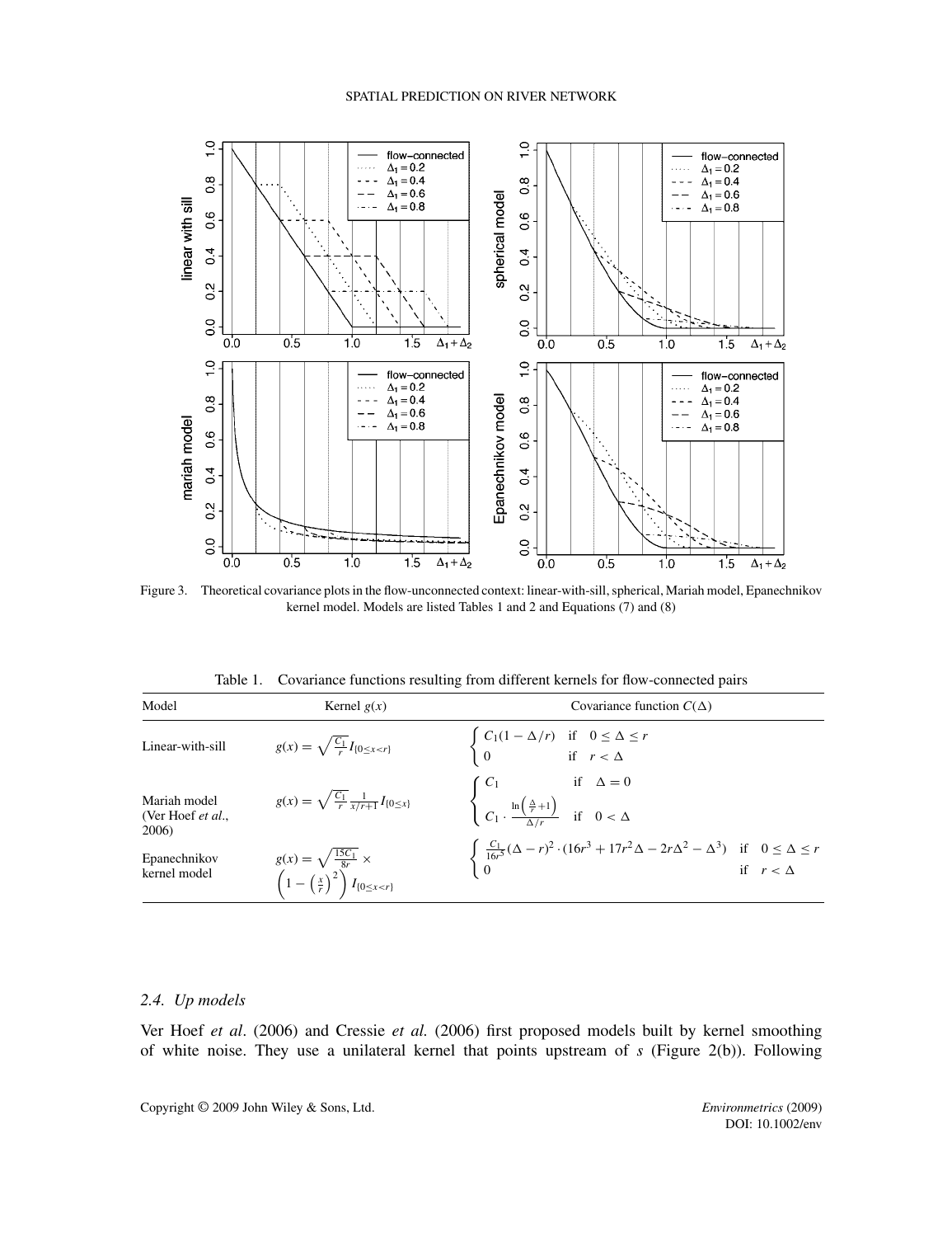Figure 3. Theoretical covariance plots in the flow-unconnected context: linear-with-sill, spherical, Mariah model, Epanechnikov kernel model. Models are listed Tables 1 and 2 and Equations (7) and (8)

Table 1. Covariance functions resulting from different kernels for flow-connected pairs

| Model | Kernel $g(x)$ | Covariance function $C(\Delta)$ |
|---|---|---|
| Linear-with-sill | $g(x) = \sqrt{\frac{C_1}{r}} I_{\{0 \leq x < r\}}$ | $\begin{cases} C_1(1 - \Delta/r) & \text{if} \quad 0 \leq \Delta \leq r \\ 0 & \text{if} \quad r < \Delta \end{cases}$ |
| Mariah model (Ver Hoef *et al.*, 2006) | $g(x) = \sqrt{\frac{C_1}{r}} \frac{1}{x/r+1} I_{\{0 \leq x\}}$ | $\begin{cases} C_1 & \text{if} \quad \Delta = 0 \\ C_1 \cdot \frac{\ln\left(\frac{\Delta}{r}+1\right)}{\Delta/r} & \text{if} \quad 0 < \Delta \end{cases}$ |
| Epanechnikov kernel model | $g(x) = \sqrt{\frac{15C_1}{8r}} \times \left(1 - \left(\frac{x}{r}\right)^2\right) I_{\{0 \leq x < r\}}$ | $\begin{cases} \frac{C_1}{16r^5}(\Delta - r)^2 \cdot (16r^3 + 17r^2\Delta - 2r\Delta^2 - \Delta^3) & \text{if} \quad 0 \leq \Delta \leq r \\ 0 & \text{if} \quad r < \Delta \end{cases}$ |

### 2.4. Up models

Ver Hoef *et al*. (2006) and Cressie *et al.* (2006) first proposed models built by kernel smoothing of white noise. They use a unilateral kernel that points upstream of $s$ (Figure 2(b)). Following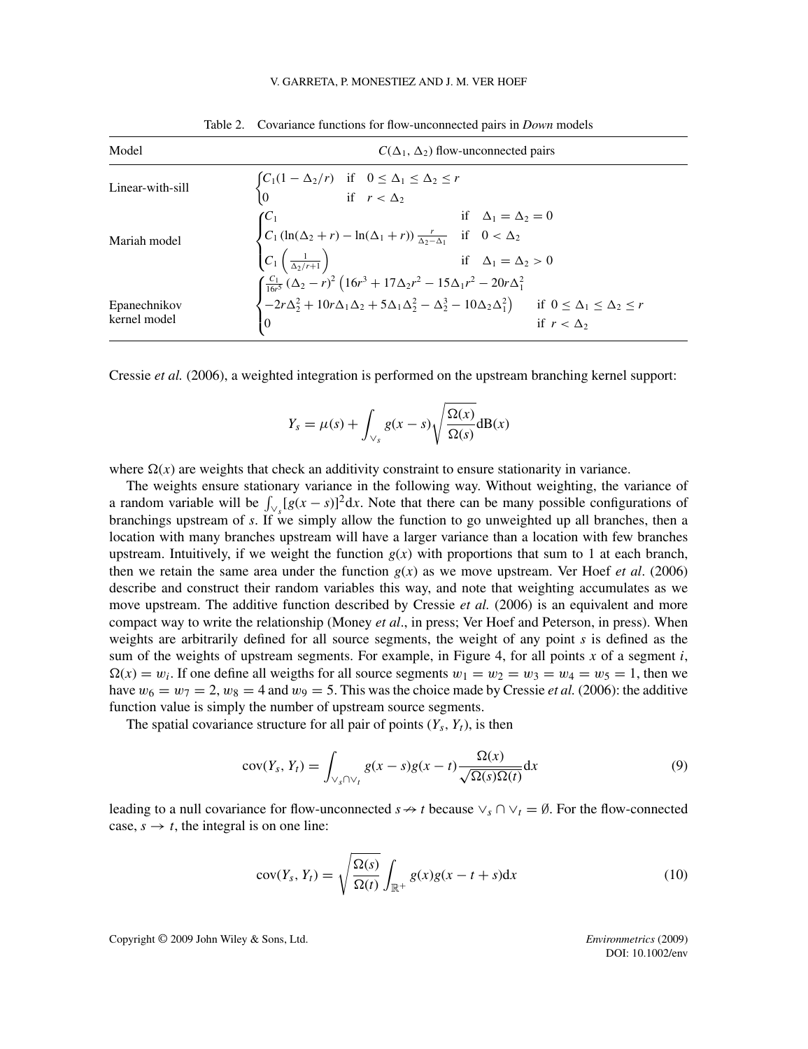Table 2. Covariance functions for flow-unconnected pairs in *Down* models

| Model | $C(\Delta_1, \Delta_2)$ flow-unconnected pairs |
|---|---|
| Linear-with-sill | $\begin{cases} C_1(1-\Delta_2/r) & \text{if} \quad 0 \leq \Delta_1 \leq \Delta_2 \leq r \\ 0 & \text{if} \quad r < \Delta_2 \end{cases}$ |
| Mariah model | $\begin{cases} C_1 & \text{if} \quad \Delta_1 = \Delta_2 = 0 \\ C_1\left(\ln(\Delta_2 + r) - \ln(\Delta_1 + r)\right) \frac{r}{\Delta_2 - \Delta_1} & \text{if} \quad 0 < \Delta_2 \\ C_1\left(\frac{1}{\Delta_2/r + 1}\right) & \text{if} \quad \Delta_1 = \Delta_2 > 0 \end{cases}$ |
| Epanechnikov kernel model | $\begin{cases} \frac{C_1}{16r^5}(\Delta_2 - r)^2\left(16r^3 + 17\Delta_2 r^2 - 15\Delta_1 r^2 - 20r\Delta_1^2 \right. \\ \left. -2r\Delta_2^2 + 10r\Delta_1\Delta_2 + 5\Delta_1\Delta_2^2 - \Delta_2^3 - 10\Delta_2\Delta_1^2\right) & \text{if} \quad 0 \leq \Delta_1 \leq \Delta_2 \leq r \\ 0 & \text{if} \quad r < \Delta_2 \end{cases}$ |

Cressie *et al.* (2006), a weighted integration is performed on the upstream branching kernel support:

$$Y_s = \mu(s) + \int_{\vee_s} g(x - s)\sqrt{\frac{\Omega(x)}{\Omega(s)}}\mathrm{dB}(x)$$

where $\Omega(x)$ are weights that check an additivity constraint to ensure stationarity in variance.

The weights ensure stationary variance in the following way. Without weighting, the variance of a random variable will be $\int_{\vee_s}[g(x-s)]^2\mathrm{d}x$. Note that there can be many possible configurations of branchings upstream of $s$. If we simply allow the function to go unweighted up all branches, then a location with many branches upstream will have a larger variance than a location with few branches upstream. Intuitively, if we weight the function $g(x)$ with proportions that sum to 1 at each branch, then we retain the same area under the function $g(x)$ as we move upstream. Ver Hoef *et al*. (2006) describe and construct their random variables this way, and note that weighting accumulates as we move upstream. The additive function described by Cressie *et al.* (2006) is an equivalent and more compact way to write the relationship (Money *et al*., in press; Ver Hoef and Peterson, in press). When weights are arbitrarily defined for all source segments, the weight of any point $s$ is defined as the sum of the weights of upstream segments. For example, in Figure 4, for all points $x$ of a segment $i$, $\Omega(x) = w_i$. If one define all weigths for all source segments $w_1 = w_2 = w_3 = w_4 = w_5 = 1$, then we have $w_6 = w_7 = 2$, $w_8 = 4$ and $w_9 = 5$. This was the choice made by Cressie *et al.* (2006): the additive function value is simply the number of upstream source segments.

The spatial covariance structure for all pair of points $(Y_s, Y_t)$, is then

$$\mathrm{cov}(Y_s, Y_t) = \int_{\vee_s \cap \vee_t} g(x-s)g(x-t)\frac{\Omega(x)}{\sqrt{\Omega(s)\Omega(t)}}\mathrm{d}x \tag{9}$$

leading to a null covariance for flow-unconnected $s \nrightarrow t$ because $\vee_s \cap \vee_t = \emptyset$. For the flow-connected case, $s \rightarrow t$, the integral is on one line:

$$\mathrm{cov}(Y_s, Y_t) = \sqrt{\frac{\Omega(s)}{\Omega(t)}}\int_{\mathbb{R}^+} g(x)g(x - t + s)\mathrm{d}x \tag{10}$$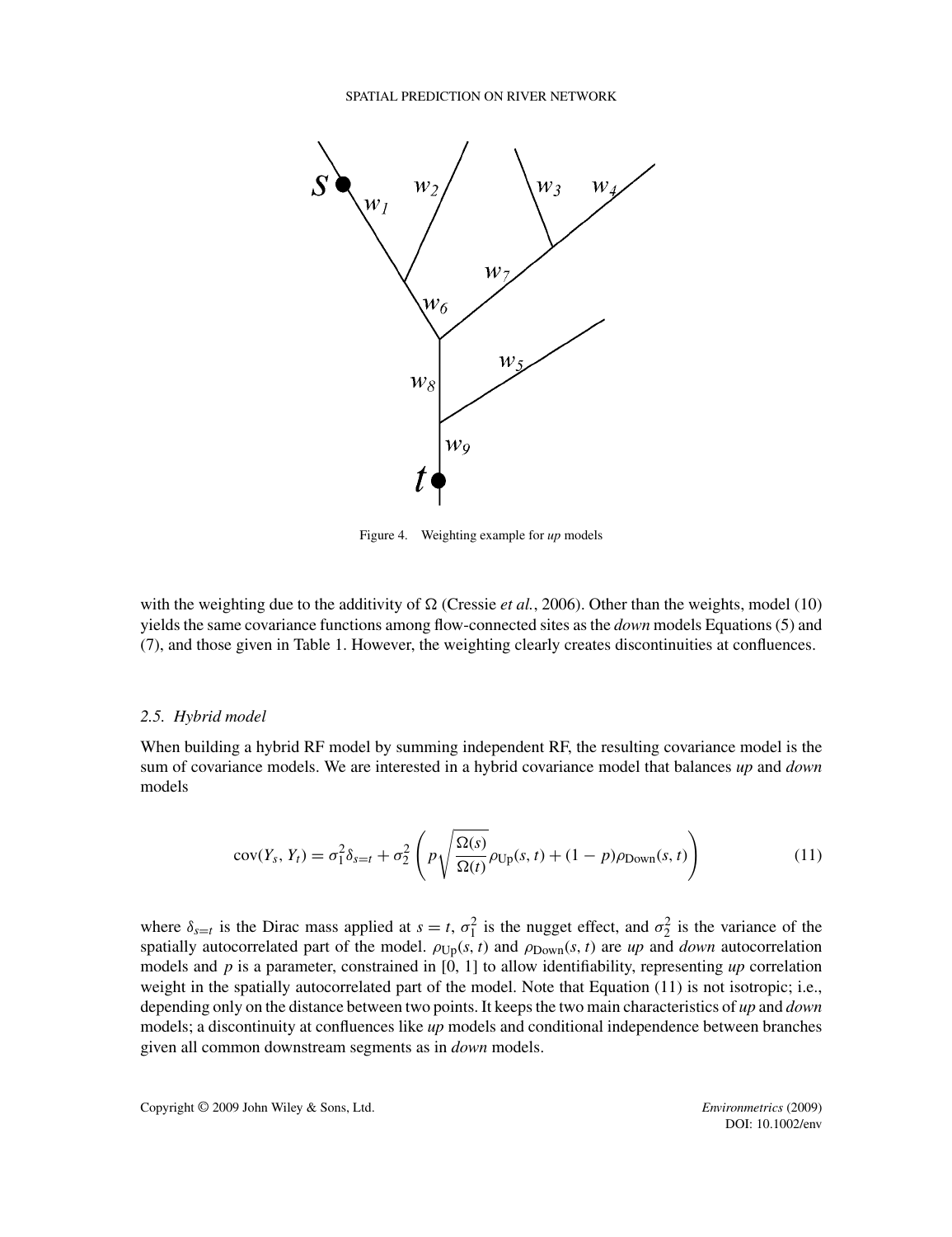Figure 4. Weighting example for *up* models

with the weighting due to the additivity of $\Omega$ (Cressie *et al.*, 2006). Other than the weights, model (10) yields the same covariance functions among flow-connected sites as the *down* models Equations (5) and (7), and those given in Table 1. However, the weighting clearly creates discontinuities at confluences.

### 2.5. Hybrid model

When building a hybrid RF model by summing independent RF, the resulting covariance model is the sum of covariance models. We are interested in a hybrid covariance model that balances *up* and *down* models

$$\operatorname{cov}(Y_s, Y_t) = \sigma_1^2 \delta_{s=t} + \sigma_2^2 \left( p \sqrt{\frac{\Omega(s)}{\Omega(t)}} \rho_{\mathrm{Up}}(s, t) + (1 - p) \rho_{\mathrm{Down}}(s, t) \right) \tag{11}$$

where $\delta_{s=t}$ is the Dirac mass applied at $s = t$, $\sigma_1^2$ is the nugget effect, and $\sigma_2^2$ is the variance of the spatially autocorrelated part of the model. $\rho_{\mathrm{Up}}(s, t)$ and $\rho_{\mathrm{Down}}(s, t)$ are *up* and *down* autocorrelation models and $p$ is a parameter, constrained in [0, 1] to allow identifiability, representing *up* correlation weight in the spatially autocorrelated part of the model. Note that Equation (11) is not isotropic; i.e., depending only on the distance between two points. It keeps the two main characteristics of *up* and *down* models; a discontinuity at confluences like *up* models and conditional independence between branches given all common downstream segments as in *down* models.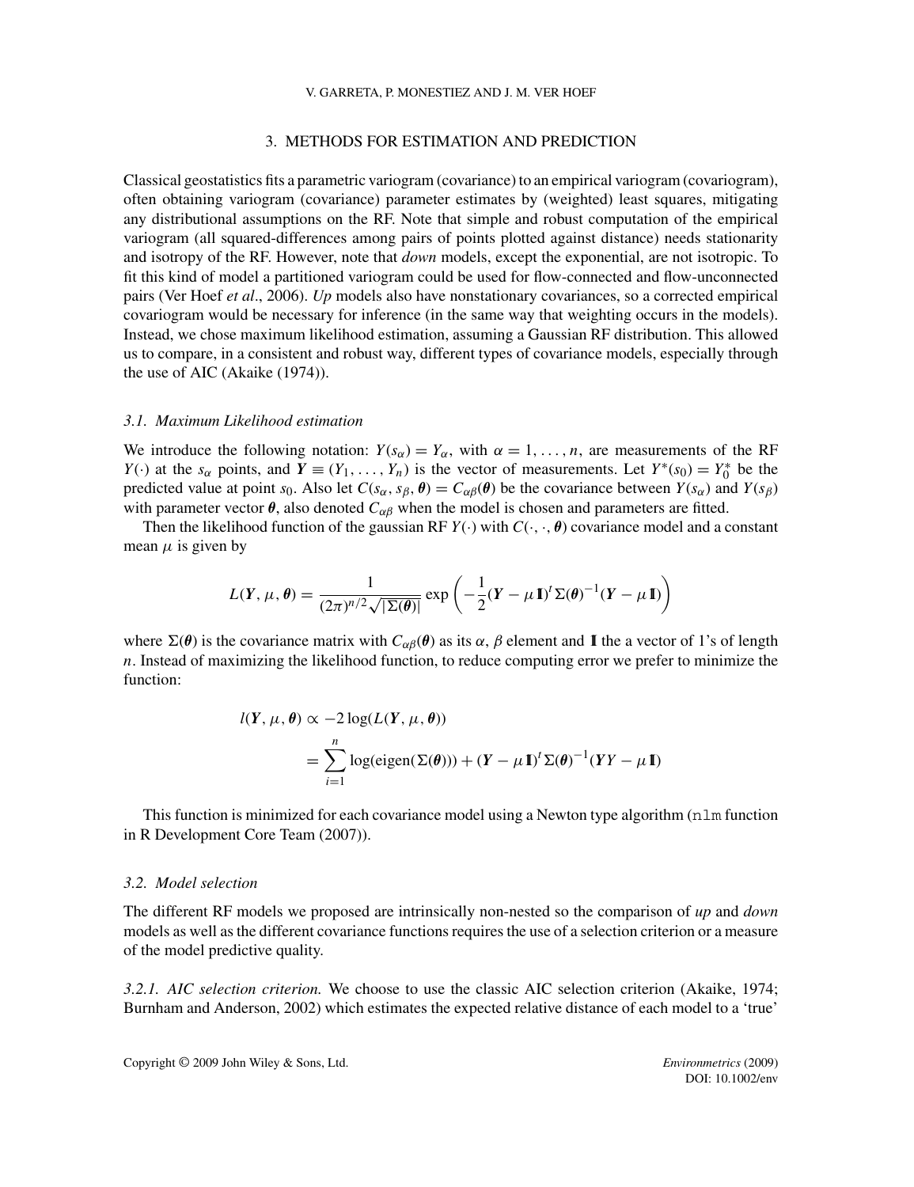## 3. METHODS FOR ESTIMATION AND PREDICTION

Classical geostatistics fits a parametric variogram (covariance) to an empirical variogram (covariogram), often obtaining variogram (covariance) parameter estimates by (weighted) least squares, mitigating any distributional assumptions on the RF. Note that simple and robust computation of the empirical variogram (all squared-differences among pairs of points plotted against distance) needs stationarity and isotropy of the RF. However, note that *down* models, except the exponential, are not isotropic. To fit this kind of model a partitioned variogram could be used for flow-connected and flow-unconnected pairs (Ver Hoef *et al*., 2006). *Up* models also have nonstationary covariances, so a corrected empirical covariogram would be necessary for inference (in the same way that weighting occurs in the models). Instead, we chose maximum likelihood estimation, assuming a Gaussian RF distribution. This allowed us to compare, in a consistent and robust way, different types of covariance models, especially through the use of AIC (Akaike (1974)).

### *3.1. Maximum Likelihood estimation*

We introduce the following notation: $Y(s_\alpha) = Y_\alpha$, with $\alpha = 1, \ldots, n$, are measurements of the RF $Y(\cdot)$ at the $s_\alpha$ points, and $\boldsymbol{Y} \equiv (Y_1, \ldots, Y_n)$ is the vector of measurements. Let $Y^*(s_0) = Y_0^*$ be the predicted value at point $s_0$. Also let $C(s_\alpha, s_\beta, \boldsymbol{\theta}) = C_{\alpha\beta}(\boldsymbol{\theta})$ be the covariance between $Y(s_\alpha)$ and $Y(s_\beta)$ with parameter vector $\boldsymbol{\theta}$, also denoted $C_{\alpha\beta}$ when the model is chosen and parameters are fitted.

Then the likelihood function of the gaussian RF $Y(\cdot)$ with $C(\cdot, \cdot, \boldsymbol{\theta})$ covariance model and a constant mean $\mu$ is given by

$$L(\boldsymbol{Y}, \mu, \boldsymbol{\theta}) = \frac{1}{(2\pi)^{n/2}\sqrt{|\Sigma(\boldsymbol{\theta})|}} \exp\left(-\frac{1}{2}(\boldsymbol{Y} - \mu\mathbb{1})^t \Sigma(\boldsymbol{\theta})^{-1}(\boldsymbol{Y} - \mu\mathbb{1})\right)$$

where $\Sigma(\boldsymbol{\theta})$ is the covariance matrix with $C_{\alpha\beta}(\boldsymbol{\theta})$ as its $\alpha, \beta$ element and $\mathbb{1}$ the a vector of 1's of length $n$. Instead of maximizing the likelihood function, to reduce computing error we prefer to minimize the function:

$$\begin{aligned} l(\boldsymbol{Y}, \mu, \boldsymbol{\theta}) &\propto -2\log(L(\boldsymbol{Y}, \mu, \boldsymbol{\theta})) \\ &= \sum_{i=1}^{n} \log(\text{eigen}(\Sigma(\boldsymbol{\theta}))) + (\boldsymbol{Y} - \mu\mathbb{1})^t \Sigma(\boldsymbol{\theta})^{-1}(\boldsymbol{Y}Y - \mu\mathbb{1}) \end{aligned}$$

This function is minimized for each covariance model using a Newton type algorithm (`nlm` function in R Development Core Team (2007)).

### *3.2. Model selection*

The different RF models we proposed are intrinsically non-nested so the comparison of *up* and *down* models as well as the different covariance functions requires the use of a selection criterion or a measure of the model predictive quality.

*3.2.1. AIC selection criterion.* We choose to use the classic AIC selection criterion (Akaike, 1974; Burnham and Anderson, 2002) which estimates the expected relative distance of each model to a 'true'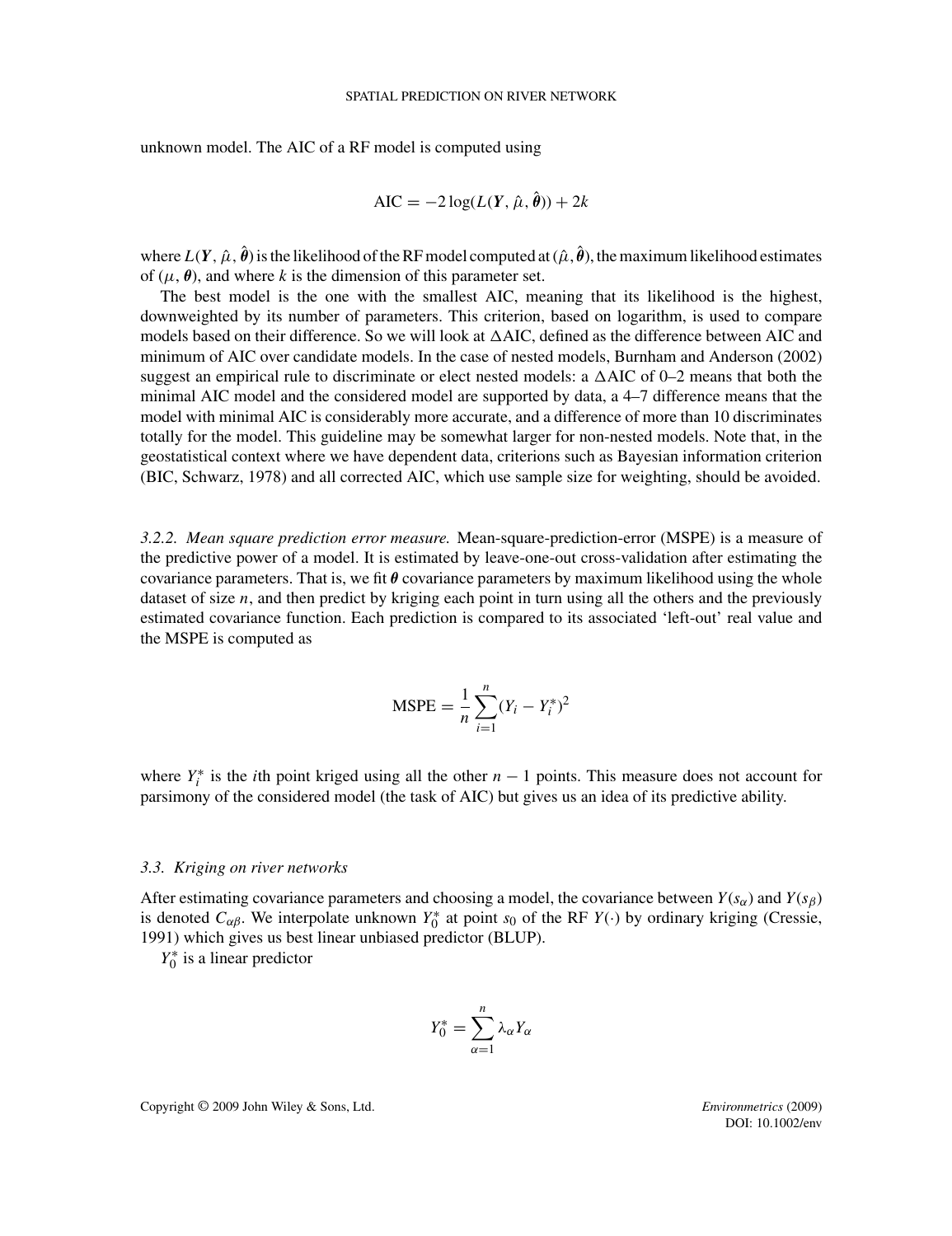unknown model. The AIC of a RF model is computed using

$$\mathrm{AIC} = -2\log(L(\boldsymbol{Y}, \hat{\mu}, \hat{\boldsymbol{\theta}})) + 2k$$

where $L(\boldsymbol{Y}, \hat{\mu}, \hat{\boldsymbol{\theta}})$ is the likelihood of the RF model computed at $(\hat{\mu}, \hat{\boldsymbol{\theta}})$, the maximum likelihood estimates of $(\mu, \boldsymbol{\theta})$, and where $k$ is the dimension of this parameter set.

The best model is the one with the smallest AIC, meaning that its likelihood is the highest, downweighted by its number of parameters. This criterion, based on logarithm, is used to compare models based on their difference. So we will look at $\Delta$AIC, defined as the difference between AIC and minimum of AIC over candidate models. In the case of nested models, Burnham and Anderson (2002) suggest an empirical rule to discriminate or elect nested models: a $\Delta$AIC of 0–2 means that both the minimal AIC model and the considered model are supported by data, a 4–7 difference means that the model with minimal AIC is considerably more accurate, and a difference of more than 10 discriminates totally for the model. This guideline may be somewhat larger for non-nested models. Note that, in the geostatistical context where we have dependent data, criterions such as Bayesian information criterion (BIC, Schwarz, 1978) and all corrected AIC, which use sample size for weighting, should be avoided.

*3.2.2. Mean square prediction error measure.* Mean-square-prediction-error (MSPE) is a measure of the predictive power of a model. It is estimated by leave-one-out cross-validation after estimating the covariance parameters. That is, we fit $\boldsymbol{\theta}$ covariance parameters by maximum likelihood using the whole dataset of size $n$, and then predict by kriging each point in turn using all the others and the previously estimated covariance function. Each prediction is compared to its associated 'left-out' real value and the MSPE is computed as

$$\mathrm{MSPE} = \frac{1}{n}\sum_{i=1}^{n}(Y_i - Y_i^*)^2$$

where $Y_i^*$ is the $i$th point kriged using all the other $n-1$ points. This measure does not account for parsimony of the considered model (the task of AIC) but gives us an idea of its predictive ability.

### 3.3. Kriging on river networks

After estimating covariance parameters and choosing a model, the covariance between $Y(s_\alpha)$ and $Y(s_\beta)$ is denoted $C_{\alpha\beta}$. We interpolate unknown $Y_0^*$ at point $s_0$ of the RF $Y(\cdot)$ by ordinary kriging (Cressie, 1991) which gives us best linear unbiased predictor (BLUP).

$Y_0^*$ is a linear predictor

$$Y_0^* = \sum_{\alpha=1}^{n}\lambda_\alpha Y_\alpha$$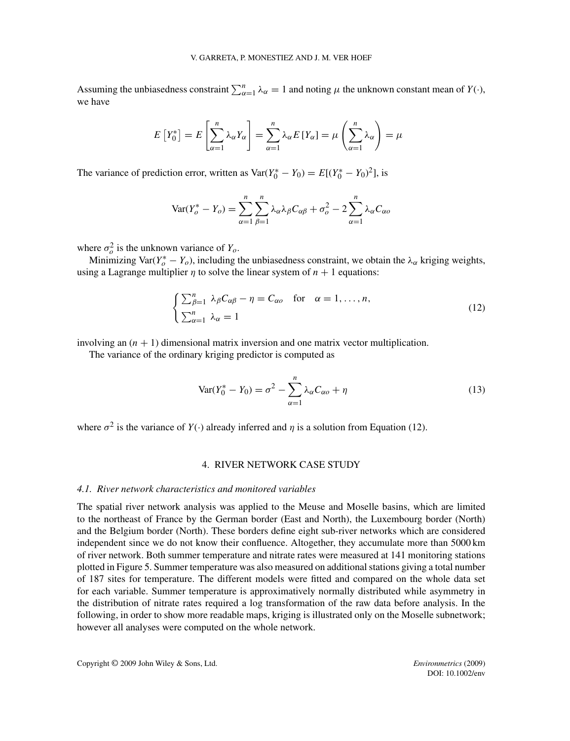Assuming the unbiasedness constraint $\sum_{\alpha=1}^{n} \lambda_\alpha = 1$ and noting $\mu$ the unknown constant mean of $Y(\cdot)$, we have

$$E\left[Y_0^*\right] = E\left[\sum_{\alpha=1}^{n} \lambda_\alpha Y_\alpha\right] = \sum_{\alpha=1}^{n} \lambda_\alpha E\left[Y_\alpha\right] = \mu \left(\sum_{\alpha=1}^{n} \lambda_\alpha\right) = \mu$$

The variance of prediction error, written as $\mathrm{Var}(Y_0^* - Y_0) = E[(Y_0^* - Y_0)^2]$, is

$$\mathrm{Var}(Y_o^* - Y_o) = \sum_{\alpha=1}^{n} \sum_{\beta=1}^{n} \lambda_\alpha \lambda_\beta C_{\alpha\beta} + \sigma_o^2 - 2 \sum_{\alpha=1}^{n} \lambda_\alpha C_{\alpha o}$$

where $\sigma_o^2$ is the unknown variance of $Y_o$.

Minimizing $\mathrm{Var}(Y_o^* - Y_o)$, including the unbiasedness constraint, we obtain the $\lambda_\alpha$ kriging weights, using a Lagrange multiplier $\eta$ to solve the linear system of $n + 1$ equations:

$$\begin{cases} \sum_{\beta=1}^{n} \lambda_\beta C_{\alpha\beta} - \eta = C_{\alpha o} \quad \text{for} \quad \alpha = 1, \ldots, n, \\ \sum_{\alpha=1}^{n} \lambda_\alpha = 1 \end{cases} \tag{12}$$

involving an $(n + 1)$ dimensional matrix inversion and one matrix vector multiplication.

The variance of the ordinary kriging predictor is computed as

$$\mathrm{Var}(Y_0^* - Y_0) = \sigma^2 - \sum_{\alpha=1}^{n} \lambda_\alpha C_{\alpha o} + \eta \tag{13}$$

where $\sigma^2$ is the variance of $Y(\cdot)$ already inferred and $\eta$ is a solution from Equation (12).

## 4. RIVER NETWORK CASE STUDY

### *4.1. River network characteristics and monitored variables*

The spatial river network analysis was applied to the Meuse and Moselle basins, which are limited to the northeast of France by the German border (East and North), the Luxembourg border (North) and the Belgium border (North). These borders define eight sub-river networks which are considered independent since we do not know their confluence. Altogether, they accumulate more than 5000 km of river network. Both summer temperature and nitrate rates were measured at 141 monitoring stations plotted in Figure 5. Summer temperature was also measured on additional stations giving a total number of 187 sites for temperature. The different models were fitted and compared on the whole data set for each variable. Summer temperature is approximatively normally distributed while asymmetry in the distribution of nitrate rates required a log transformation of the raw data before analysis. In the following, in order to show more readable maps, kriging is illustrated only on the Moselle subnetwork; however all analyses were computed on the whole network.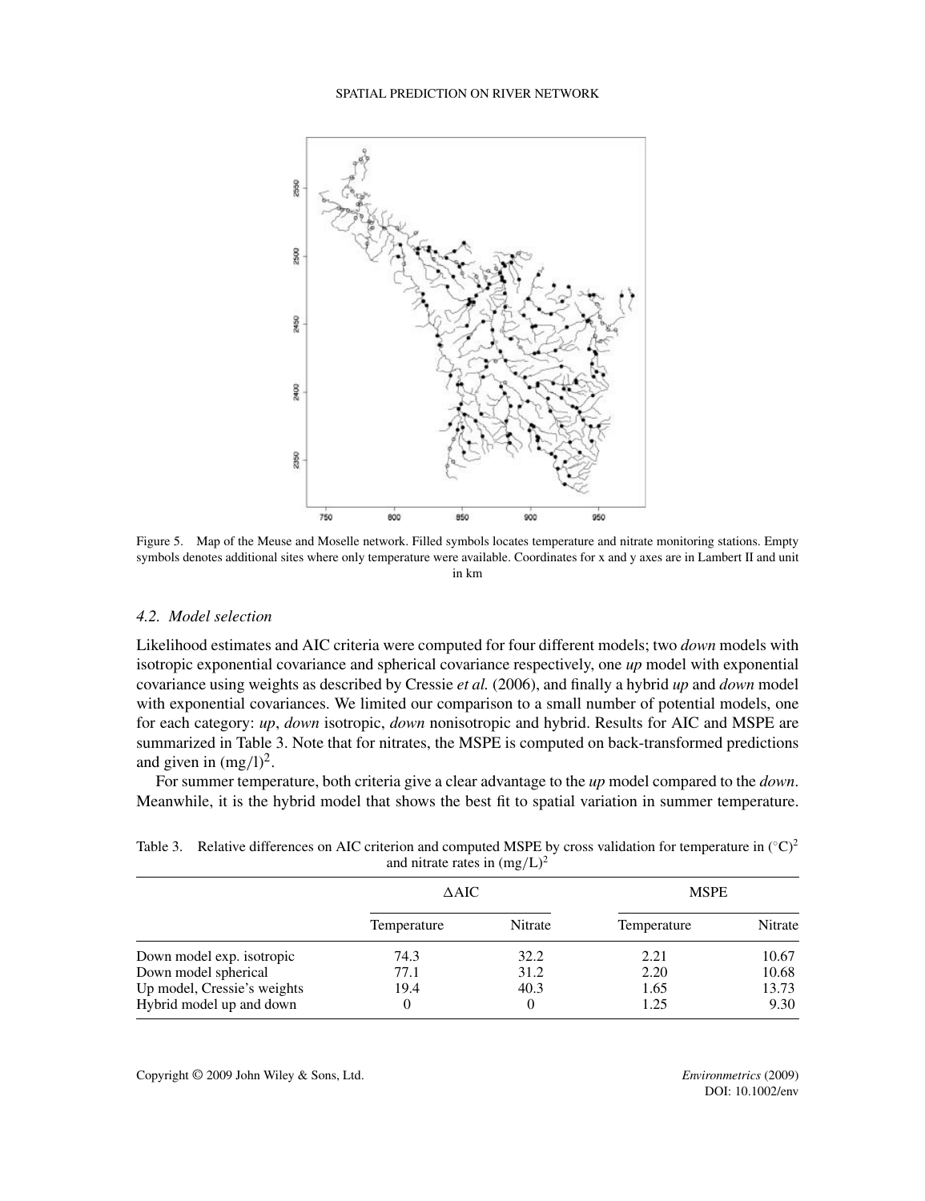Figure 5. Map of the Meuse and Moselle network. Filled symbols locates temperature and nitrate monitoring stations. Empty symbols denotes additional sites where only temperature were available. Coordinates for x and y axes are in Lambert II and unit in km

### 4.2. Model selection

Likelihood estimates and AIC criteria were computed for four different models; two *down* models with isotropic exponential covariance and spherical covariance respectively, one *up* model with exponential covariance using weights as described by Cressie *et al.* (2006), and finally a hybrid *up* and *down* model with exponential covariances. We limited our comparison to a small number of potential models, one for each category: *up*, *down* isotropic, *down* nonisotropic and hybrid. Results for AIC and MSPE are summarized in Table 3. Note that for nitrates, the MSPE is computed on back-transformed predictions and given in $(\text{mg/l})^2$.

For summer temperature, both criteria give a clear advantage to the *up* model compared to the *down*. Meanwhile, it is the hybrid model that shows the best fit to spatial variation in summer temperature.

Table 3. Relative differences on AIC criterion and computed MSPE by cross validation for temperature in $(^\circ\text{C})^2$ and nitrate rates in $(\text{mg/L})^2$

| | ΔAIC | | MSPE | |
|---|---|---|---|---|
| | Temperature | Nitrate | Temperature | Nitrate |
| Down model exp. isotropic | 74.3 | 32.2 | 2.21 | 10.67 |
| Down model spherical | 77.1 | 31.2 | 2.20 | 10.68 |
| Up model, Cressie's weights | 19.4 | 40.3 | 1.65 | 13.73 |
| Hybrid model up and down | 0 | 0 | 1.25 | 9.30 |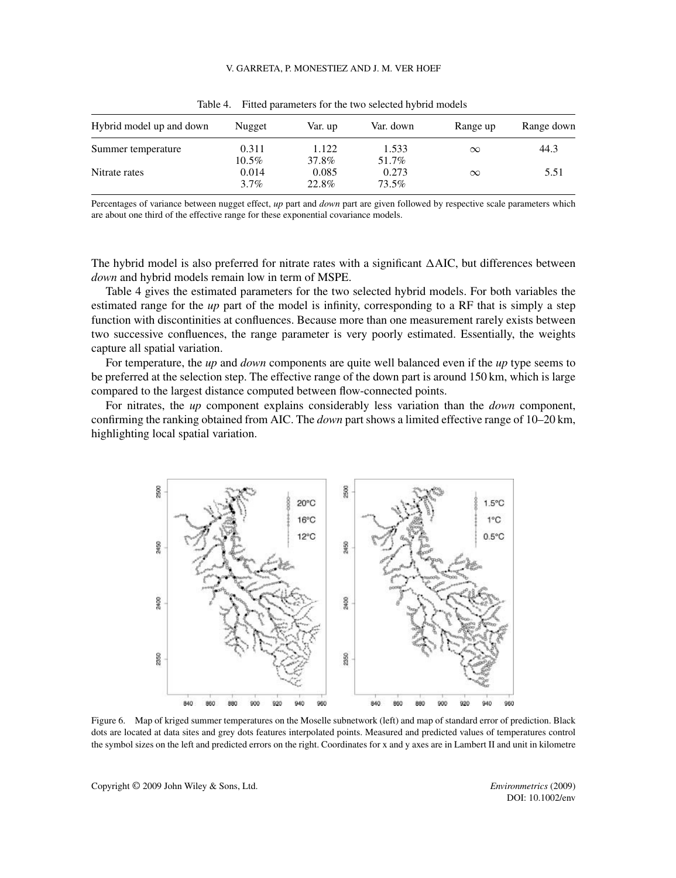Table 4. Fitted parameters for the two selected hybrid models

| Hybrid model up and down | Nugget | Var. up | Var. down | Range up | Range down |
|---|---|---|---|---|---|
| Summer temperature | 0.311 | 1.122 | 1.533 | $\infty$ | 44.3 |
| | 10.5% | 37.8% | 51.7% | | |
| Nitrate rates | 0.014 | 0.085 | 0.273 | $\infty$ | 5.51 |
| | 3.7% | 22.8% | 73.5% | | |

Percentages of variance between nugget effect, *up* part and *down* part are given followed by respective scale parameters which are about one third of the effective range for these exponential covariance models.

The hybrid model is also preferred for nitrate rates with a significant $\Delta$AIC, but differences between *down* and hybrid models remain low in term of MSPE.

Table 4 gives the estimated parameters for the two selected hybrid models. For both variables the estimated range for the *up* part of the model is infinity, corresponding to a RF that is simply a step function with discontinities at confluences. Because more than one measurement rarely exists between two successive confluences, the range parameter is very poorly estimated. Essentially, the weights capture all spatial variation.

For temperature, the *up* and *down* components are quite well balanced even if the *up* type seems to be preferred at the selection step. The effective range of the down part is around 150 km, which is large compared to the largest distance computed between flow-connected points.

For nitrates, the *up* component explains considerably less variation than the *down* component, confirming the ranking obtained from AIC. The *down* part shows a limited effective range of 10–20 km, highlighting local spatial variation.

Figure 6. Map of kriged summer temperatures on the Moselle subnetwork (left) and map of standard error of prediction. Black dots are located at data sites and grey dots features interpolated points. Measured and predicted values of temperatures control the symbol sizes on the left and predicted errors on the right. Coordinates for x and y axes are in Lambert II and unit in kilometre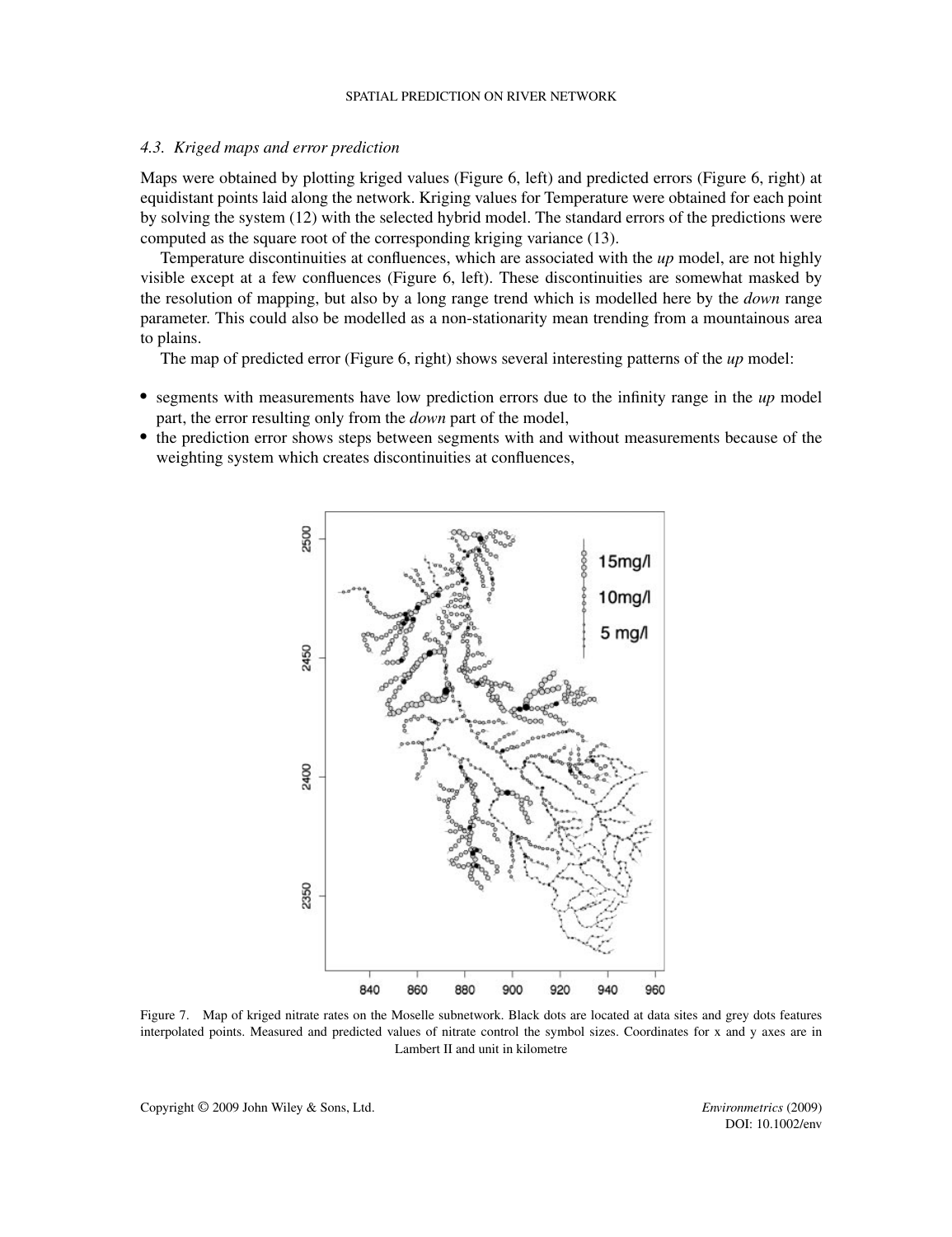### 4.3. *Kriged maps and error prediction*

Maps were obtained by plotting kriged values (Figure 6, left) and predicted errors (Figure 6, right) at equidistant points laid along the network. Kriging values for Temperature were obtained for each point by solving the system (12) with the selected hybrid model. The standard errors of the predictions were computed as the square root of the corresponding kriging variance (13).

Temperature discontinuities at confluences, which are associated with the *up* model, are not highly visible except at a few confluences (Figure 6, left). These discontinuities are somewhat masked by the resolution of mapping, but also by a long range trend which is modelled here by the *down* range parameter. This could also be modelled as a non-stationarity mean trending from a mountainous area to plains.

The map of predicted error (Figure 6, right) shows several interesting patterns of the *up* model:

- segments with measurements have low prediction errors due to the infinity range in the *up* model part, the error resulting only from the *down* part of the model,
- the prediction error shows steps between segments with and without measurements because of the weighting system which creates discontinuities at confluences,

Figure 7. Map of kriged nitrate rates on the Moselle subnetwork. Black dots are located at data sites and grey dots features interpolated points. Measured and predicted values of nitrate control the symbol sizes. Coordinates for x and y axes are in Lambert II and unit in kilometre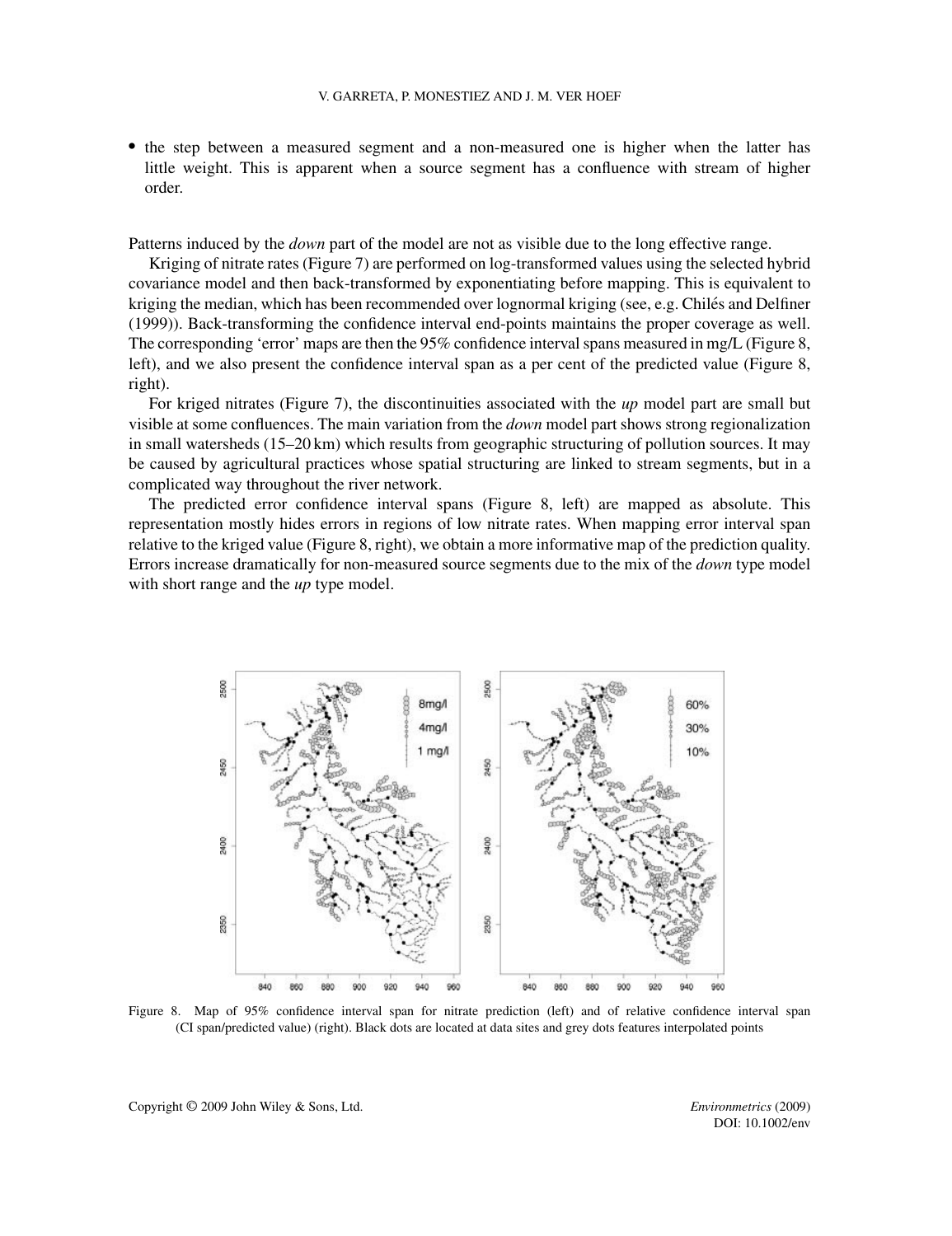- the step between a measured segment and a non-measured one is higher when the latter has little weight. This is apparent when a source segment has a confluence with stream of higher order.

Patterns induced by the *down* part of the model are not as visible due to the long effective range.

Kriging of nitrate rates (Figure 7) are performed on log-transformed values using the selected hybrid covariance model and then back-transformed by exponentiating before mapping. This is equivalent to kriging the median, which has been recommended over lognormal kriging (see, e.g. Chilés and Delfiner (1999)). Back-transforming the confidence interval end-points maintains the proper coverage as well. The corresponding 'error' maps are then the 95% confidence interval spans measured in mg/L (Figure 8, left), and we also present the confidence interval span as a per cent of the predicted value (Figure 8, right).

For kriged nitrates (Figure 7), the discontinuities associated with the *up* model part are small but visible at some confluences. The main variation from the *down* model part shows strong regionalization in small watersheds (15–20 km) which results from geographic structuring of pollution sources. It may be caused by agricultural practices whose spatial structuring are linked to stream segments, but in a complicated way throughout the river network.

The predicted error confidence interval spans (Figure 8, left) are mapped as absolute. This representation mostly hides errors in regions of low nitrate rates. When mapping error interval span relative to the kriged value (Figure 8, right), we obtain a more informative map of the prediction quality. Errors increase dramatically for non-measured source segments due to the mix of the *down* type model with short range and the *up* type model.

Figure 8. Map of 95% confidence interval span for nitrate prediction (left) and of relative confidence interval span (CI span/predicted value) (right). Black dots are located at data sites and grey dots features interpolated points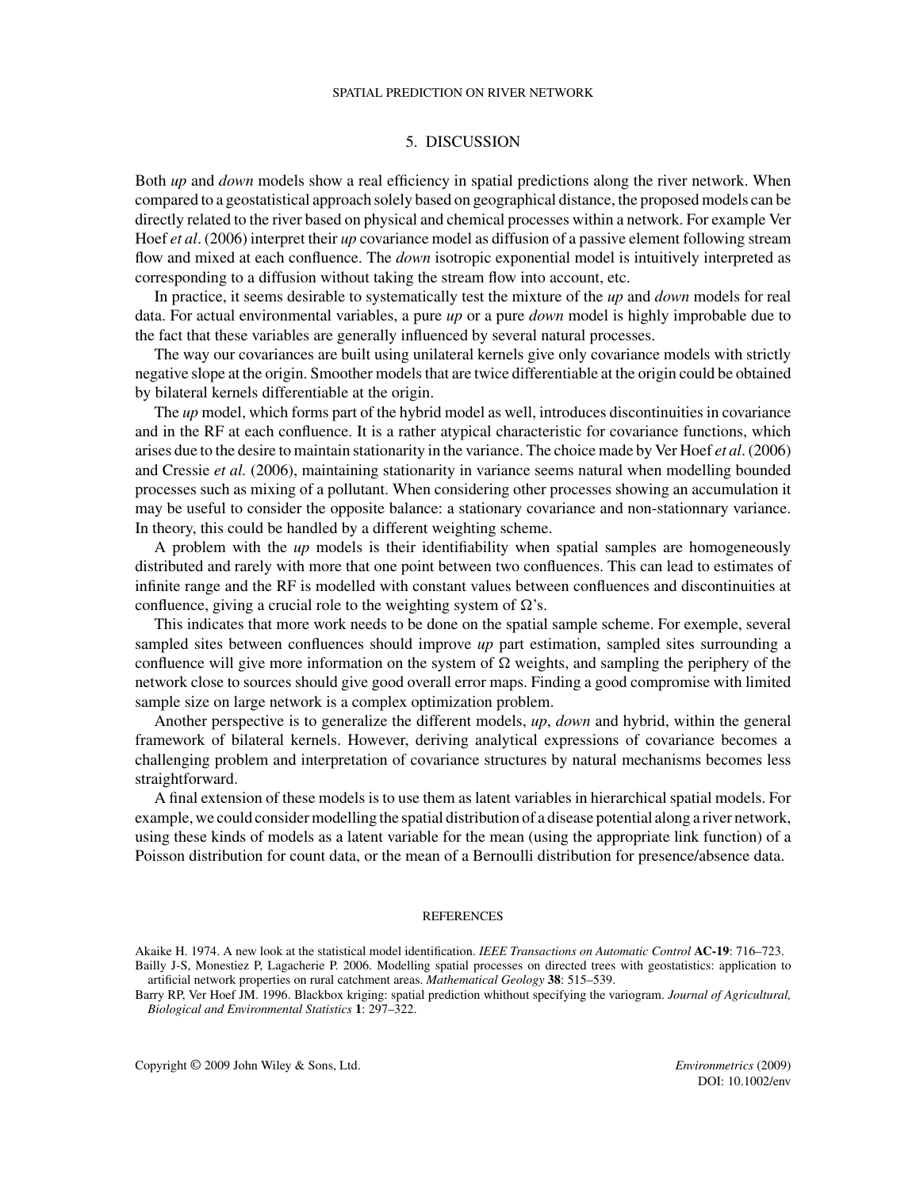## 5. DISCUSSION

Both *up* and *down* models show a real efficiency in spatial predictions along the river network. When compared to a geostatistical approach solely based on geographical distance, the proposed models can be directly related to the river based on physical and chemical processes within a network. For example Ver Hoef *et al*. (2006) interpret their *up* covariance model as diffusion of a passive element following stream flow and mixed at each confluence. The *down* isotropic exponential model is intuitively interpreted as corresponding to a diffusion without taking the stream flow into account, etc.

In practice, it seems desirable to systematically test the mixture of the *up* and *down* models for real data. For actual environmental variables, a pure *up* or a pure *down* model is highly improbable due to the fact that these variables are generally influenced by several natural processes.

The way our covariances are built using unilateral kernels give only covariance models with strictly negative slope at the origin. Smoother models that are twice differentiable at the origin could be obtained by bilateral kernels differentiable at the origin.

The *up* model, which forms part of the hybrid model as well, introduces discontinuities in covariance and in the RF at each confluence. It is a rather atypical characteristic for covariance functions, which arises due to the desire to maintain stationarity in the variance. The choice made by Ver Hoef *et al*. (2006) and Cressie *et al.* (2006), maintaining stationarity in variance seems natural when modelling bounded processes such as mixing of a pollutant. When considering other processes showing an accumulation it may be useful to consider the opposite balance: a stationary covariance and non-stationnary variance. In theory, this could be handled by a different weighting scheme.

A problem with the *up* models is their identifiability when spatial samples are homogeneously distributed and rarely with more that one point between two confluences. This can lead to estimates of infinite range and the RF is modelled with constant values between confluences and discontinuities at confluence, giving a crucial role to the weighting system of $\Omega$'s.

This indicates that more work needs to be done on the spatial sample scheme. For exemple, several sampled sites between confluences should improve *up* part estimation, sampled sites surrounding a confluence will give more information on the system of $\Omega$ weights, and sampling the periphery of the network close to sources should give good overall error maps. Finding a good compromise with limited sample size on large network is a complex optimization problem.

Another perspective is to generalize the different models, *up*, *down* and hybrid, within the general framework of bilateral kernels. However, deriving analytical expressions of covariance becomes a challenging problem and interpretation of covariance structures by natural mechanisms becomes less straightforward.

A final extension of these models is to use them as latent variables in hierarchical spatial models. For example, we could consider modelling the spatial distribution of a disease potential along a river network, using these kinds of models as a latent variable for the mean (using the appropriate link function) of a Poisson distribution for count data, or the mean of a Bernoulli distribution for presence/absence data.

## REFERENCES

Akaike H. 1974. A new look at the statistical model identification. *IEEE Transactions on Automatic Control* **AC-19**: 716–723.

Bailly J-S, Monestiez P, Lagacherie P. 2006. Modelling spatial processes on directed trees with geostatistics: application to artificial network properties on rural catchment areas. *Mathematical Geology* **38**: 515–539.

Barry RP, Ver Hoef JM. 1996. Blackbox kriging: spatial prediction whithout specifying the variogram. *Journal of Agricultural, Biological and Environmental Statistics* **1**: 297–322.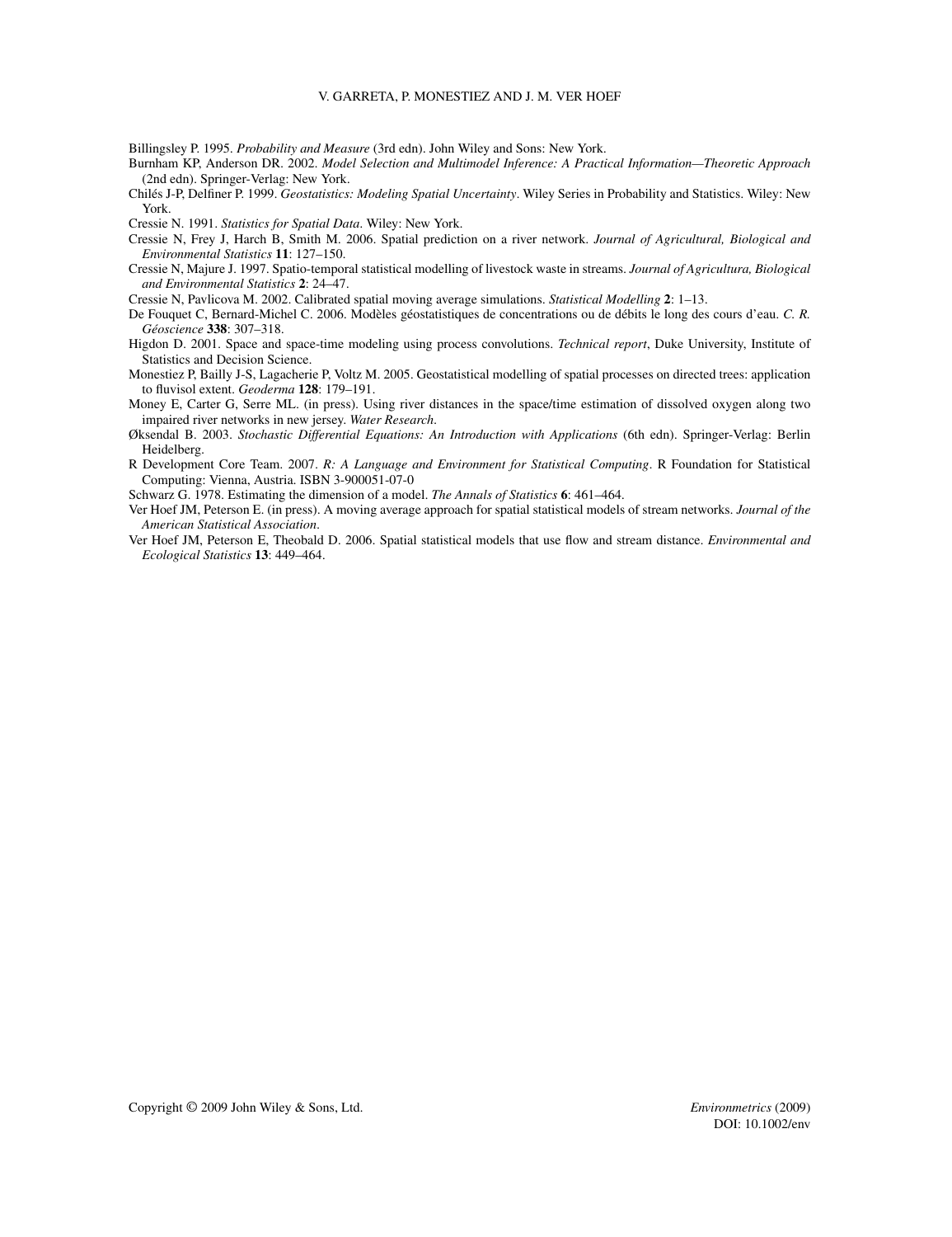Billingsley P. 1995. *Probability and Measure* (3rd edn). John Wiley and Sons: New York.

Burnham KP, Anderson DR. 2002. *Model Selection and Multimodel Inference: A Practical Information—Theoretic Approach* (2nd edn). Springer-Verlag: New York.

Chilés J-P, Delfiner P. 1999. *Geostatistics: Modeling Spatial Uncertainty*. Wiley Series in Probability and Statistics. Wiley: New York.

Cressie N. 1991. *Statistics for Spatial Data*. Wiley: New York.

Cressie N, Frey J, Harch B, Smith M. 2006. Spatial prediction on a river network. *Journal of Agricultural, Biological and Environmental Statistics* **11**: 127–150.

Cressie N, Majure J. 1997. Spatio-temporal statistical modelling of livestock waste in streams. *Journal of Agricultura, Biological and Environmental Statistics* **2**: 24–47.

Cressie N, Pavlicova M. 2002. Calibrated spatial moving average simulations. *Statistical Modelling* **2**: 1–13.

De Fouquet C, Bernard-Michel C. 2006. Modèles géostatistiques de concentrations ou de débits le long des cours d'eau. *C. R. Géoscience* **338**: 307–318.

Higdon D. 2001. Space and space-time modeling using process convolutions. *Technical report*, Duke University, Institute of Statistics and Decision Science.

Monestiez P, Bailly J-S, Lagacherie P, Voltz M. 2005. Geostatistical modelling of spatial processes on directed trees: application to fluvisol extent. *Geoderma* **128**: 179–191.

Money E, Carter G, Serre ML. (in press). Using river distances in the space/time estimation of dissolved oxygen along two impaired river networks in new jersey. *Water Research*.

Øksendal B. 2003. *Stochastic Differential Equations: An Introduction with Applications* (6th edn). Springer-Verlag: Berlin Heidelberg.

R Development Core Team. 2007. *R: A Language and Environment for Statistical Computing*. R Foundation for Statistical Computing: Vienna, Austria. ISBN 3-900051-07-0

Schwarz G. 1978. Estimating the dimension of a model. *The Annals of Statistics* **6**: 461–464.

Ver Hoef JM, Peterson E. (in press). A moving average approach for spatial statistical models of stream networks. *Journal of the American Statistical Association*.

Ver Hoef JM, Peterson E, Theobald D. 2006. Spatial statistical models that use flow and stream distance. *Environmental and Ecological Statistics* **13**: 449–464.